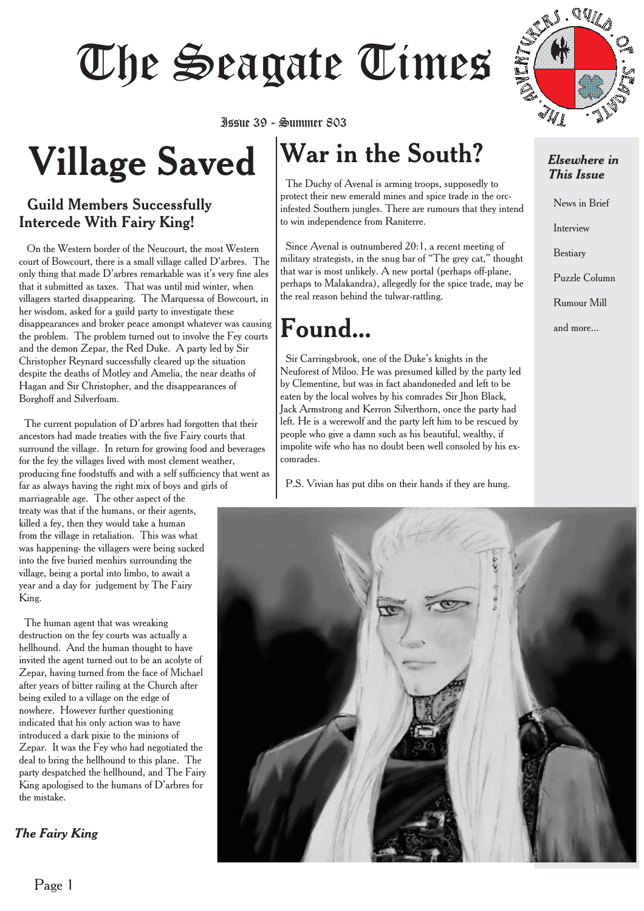# The Seagate Times

Issue 39 - Summer 803

# Village Saved

### Guild Members Successfully Intercede With Fairy King!

On the Western border of the Neucourt, the most Western court of Bowcourt, there is a small village called D'arbres. The only thing that made D'arbres remarkable was it's very fine ales that it submitted as taxes. That was until mid winter, when villagers started disappearing. The Marquessa of Bowcourt, in her wisdom, asked for a guild party to investigate these disappearances and broker peace amongst whatever was causing the problem. The problem turned out to involve the Fey courts and the demon Zepar, the Red Duke. A party led by Sir Christopher Reynard successfully cleared up the situation despite the deaths of Motley and Amelia, the near deaths of Hagan and Sir Christopher, and the disappearances of Borghoff and Silverfoam.

The current population of D'arbres had forgotten that their ancestors had made treaties with the five Fairy courts that surround the village. In return for growing food and beverages for the fey the villages lived with most clement weather, producing fine foodstuffs and with a self sufficiency that went as far as always having the right mix of boys and girls of marriageable age. The other aspect of the treaty was that if the humans, or their agents, killed a fey, then they would take a human from the village in retaliation. This was what was happening- the villagers were being sucked into the five buried menhirs surrounding the village, being a portal into limbo, to await a year and a day for judgement by The Fairy King.

The human agent that was wreaking destruction on the fey courts was actually a hellhound. And the human thought to have invited the agent turned out to be an acolyte of Zepar, having turned from the face of Michael after years of bitter railing at the Church after being exiled to a village on the edge of nowhere. However further questioning indicated that his only action was to have introduced a dark pixie to the minions of Zepar. It was the Fey who had negotiated the deal to bring the hellhound to this plane. The party despatched the hellhound, and The Fairy King apologised to the humans of D'arbres for the mistake.

***The Fairy King***

# War in the South?

The Duchy of Avenal is arming troops, supposedly to protect their new emerald mines and spice trade in the orc-infested Southern jungles. There are rumours that they intend to win independence from Raniterre.

Since Avenal is outnumbered 20:1, a recent meeting of military strategists, in the snug bar of "The grey cat," thought that war is most unlikely. A new portal (perhaps off-plane, perhaps to Malakandra), allegedly for the spice trade, may be the real reason behind the tulwar-rattling.

# Found...

Sir Carringsbrook, one of the Duke's knights in the Neuforest of Miloo. He was presumed killed by the party led by Clementine, but was in fact abandoneded and left to be eaten by the local wolves by his comrades Sir Jhon Black, Jack Armstrong and Kerron Silverthorn, once the party had left. He is a werewolf and the party left him to be rescued by people who give a damn such as his beautiful, wealthy, if impolite wife who has no doubt been well consoled by his ex-comrades.

P.S. Vivian has put dibs on their hands if they are hung.

***Elsewhere in This Issue***

- News in Brief
- Interview
- Bestiary
- Puzzle Column
- Rumour Mill
- and more...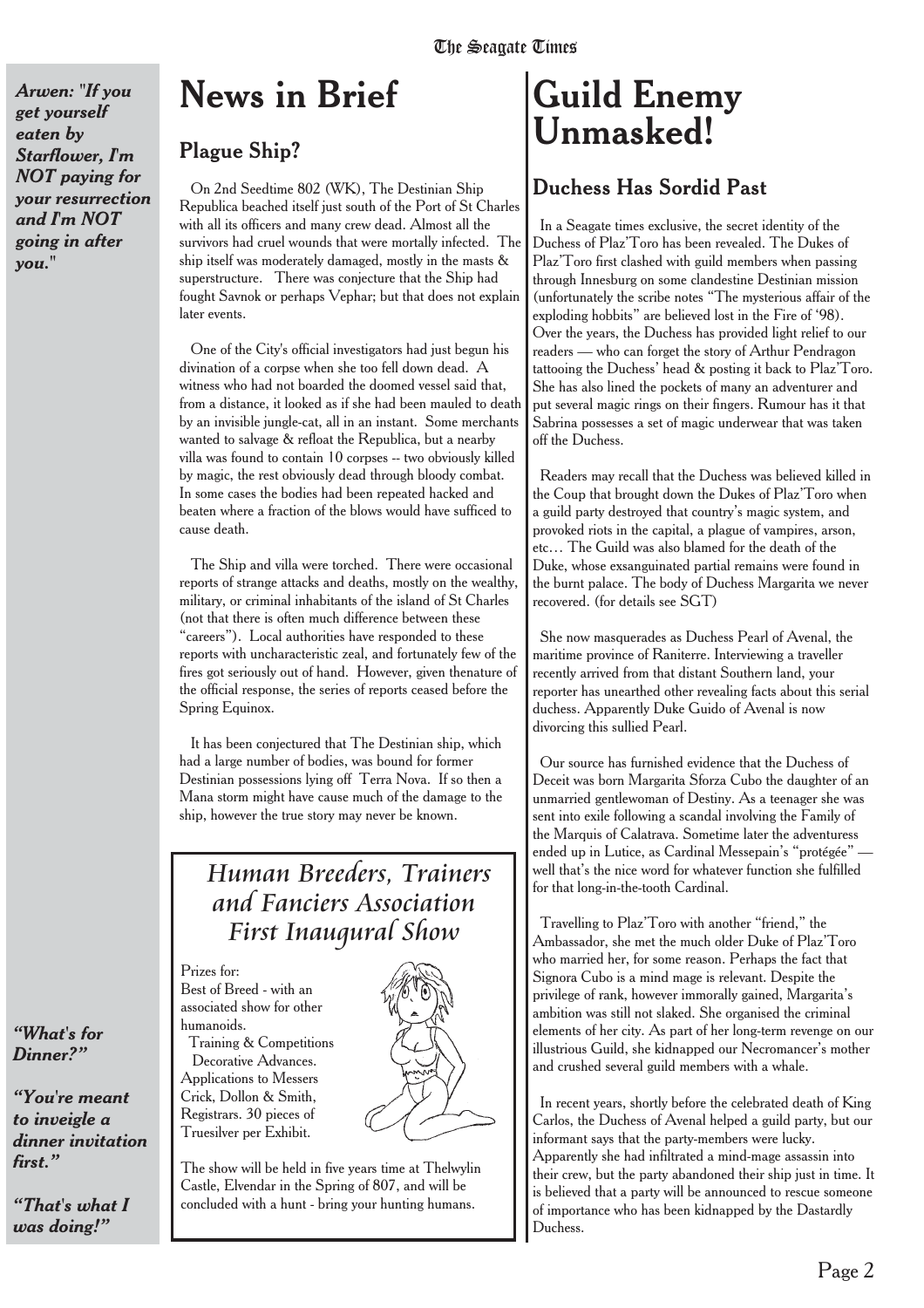*Arwen: "If you get yourself eaten by Starflower, I'm NOT paying for your resurrection and I'm NOT going in after you."*

# News in Brief

## Plague Ship?

On 2nd Seedtime 802 (WK), The Destinian Ship Republica beached itself just south of the Port of St Charles with all its officers and many crew dead. Almost all the survivors had cruel wounds that were mortally infected. The ship itself was moderately damaged, mostly in the masts & superstructure. There was conjecture that the Ship had fought Savnok or perhaps Vephar; but that does not explain later events.

One of the City's official investigators had just begun his divination of a corpse when she too fell down dead. A witness who had not boarded the doomed vessel said that, from a distance, it looked as if she had been mauled to death by an invisible jungle-cat, all in an instant. Some merchants wanted to salvage & refloat the Republica, but a nearby villa was found to contain 10 corpses -- two obviously killed by magic, the rest obviously dead through bloody combat. In some cases the bodies had been repeated hacked and beaten where a fraction of the blows would have sufficed to cause death.

The Ship and villa were torched. There were occasional reports of strange attacks and deaths, mostly on the wealthy, military, or criminal inhabitants of the island of St Charles (not that there is often much difference between these "careers"). Local authorities have responded to these reports with uncharacteristic zeal, and fortunately few of the fires got seriously out of hand. However, given thenature of the official response, the series of reports ceased before the Spring Equinox.

It has been conjectured that The Destinian ship, which had a large number of bodies, was bound for former Destinian possessions lying off Terra Nova. If so then a Mana storm might have cause much of the damage to the ship, however the true story may never be known.

## Human Breeders, Trainers and Fanciers Association First Inaugural Show

Prizes for:
Best of Breed - with an associated show for other humanoids.
Training & Competitions
Decorative Advances.
Applications to Messers Crick, Dollon & Smith, Registrars. 30 pieces of Truesilver per Exhibit.

The show will be held in five years time at Thelwylin Castle, Elvendar in the Spring of 807, and will be concluded with a hunt - bring your hunting humans.

*"What's for Dinner?"*

*"You're meant to inveigle a dinner invitation first."*

*"That's what I was doing!"*

# Guild Enemy Unmasked!

## Duchess Has Sordid Past

In a Seagate times exclusive, the secret identity of the Duchess of Plaz'Toro has been revealed. The Dukes of Plaz'Toro first clashed with guild members when passing through Innesburg on some clandestine Destinian mission (unfortunately the scribe notes "The mysterious affair of the exploding hobbits" are believed lost in the Fire of '98). Over the years, the Duchess has provided light relief to our readers — who can forget the story of Arthur Pendragon tattooing the Duchess' head & posting it back to Plaz'Toro. She has also lined the pockets of many an adventurer and put several magic rings on their fingers. Rumour has it that Sabrina possesses a set of magic underwear that was taken off the Duchess.

Readers may recall that the Duchess was believed killed in the Coup that brought down the Dukes of Plaz'Toro when a guild party destroyed that country's magic system, and provoked riots in the capital, a plague of vampires, arson, etc… The Guild was also blamed for the death of the Duke, whose exsanguinated partial remains were found in the burnt palace. The body of Duchess Margarita we never recovered. (for details see SGT)

She now masquerades as Duchess Pearl of Avenal, the maritime province of Raniterre. Interviewing a traveller recently arrived from that distant Southern land, your reporter has unearthed other revealing facts about this serial duchess. Apparently Duke Guido of Avenal is now divorcing this sullied Pearl.

Our source has furnished evidence that the Duchess of Deceit was born Margarita Sforza Cubo the daughter of an unmarried gentlewoman of Destiny. As a teenager she was sent into exile following a scandal involving the Family of the Marquis of Calatrava. Sometime later the adventuress ended up in Lutice, as Cardinal Messepain's "protégée" — well that's the nice word for whatever function she fulfilled for that long-in-the-tooth Cardinal.

Travelling to Plaz'Toro with another "friend," the Ambassador, she met the much older Duke of Plaz'Toro who married her, for some reason. Perhaps the fact that Signora Cubo is a mind mage is relevant. Despite the privilege of rank, however immorally gained, Margarita's ambition was still not slaked. She organised the criminal elements of her city. As part of her long-term revenge on our illustrious Guild, she kidnapped our Necromancer's mother and crushed several guild members with a whale.

In recent years, shortly before the celebrated death of King Carlos, the Duchess of Avenal helped a guild party, but our informant says that the party-members were lucky. Apparently she had infiltrated a mind-mage assassin into their crew, but the party abandoned their ship just in time. It is believed that a party will be announced to rescue someone of importance who has been kidnapped by the Dastardly Duchess.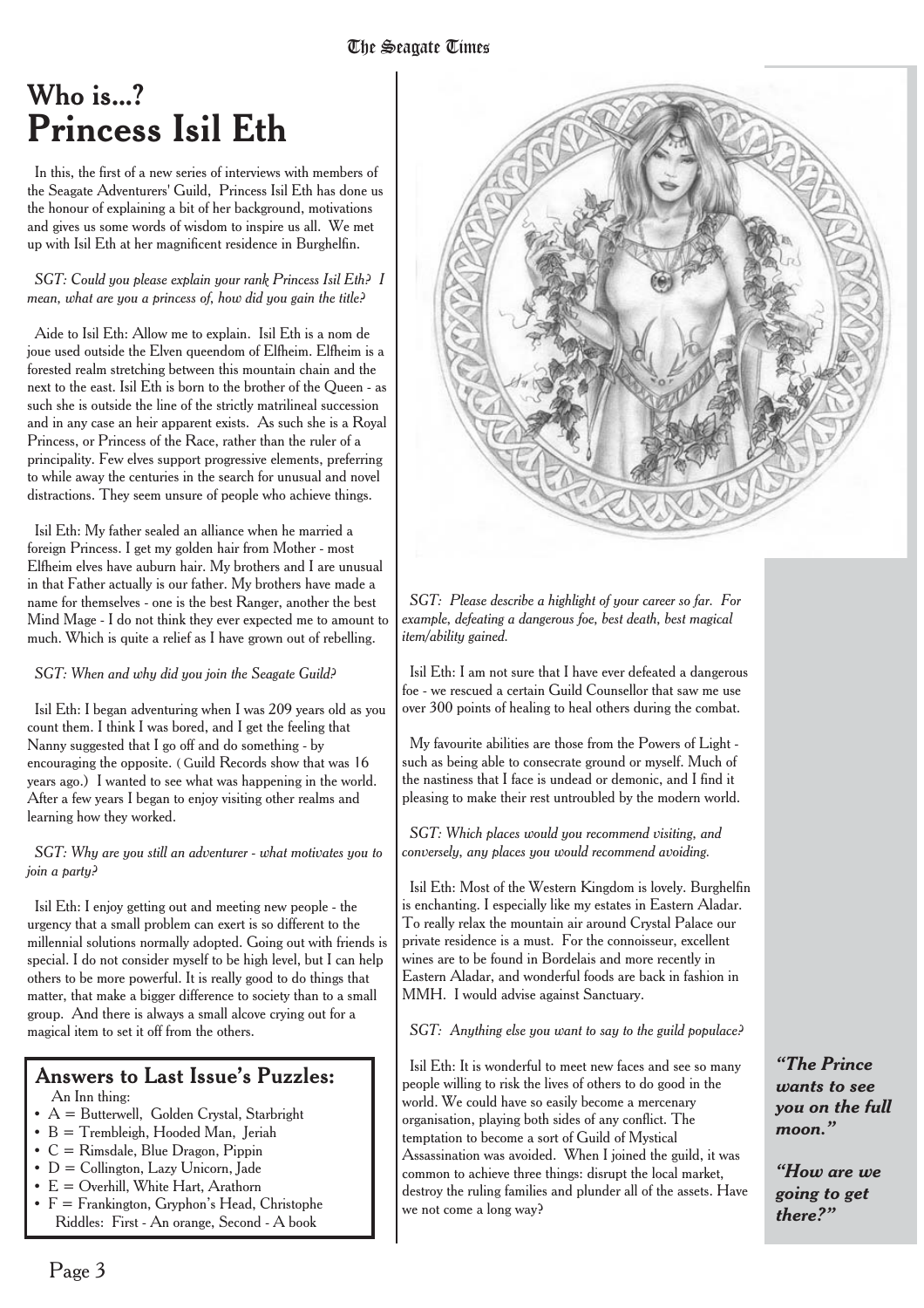# Who is...?
## Princess Isil Eth

In this, the first of a new series of interviews with members of the Seagate Adventurers' Guild, Princess Isil Eth has done us the honour of explaining a bit of her background, motivations and gives us some words of wisdom to inspire us all. We met up with Isil Eth at her magnificent residence in Burghelfin.

*SGT: Could you please explain your rank Princess Isil Eth? I mean, what are you a princess of, how did you gain the title?*

Aide to Isil Eth: Allow me to explain. Isil Eth is a nom de joue used outside the Elven queendom of Elfheim. Elfheim is a forested realm stretching between this mountain chain and the next to the east. Isil Eth is born to the brother of the Queen - as such she is outside the line of the strictly matrilineal succession and in any case an heir apparent exists. As such she is a Royal Princess, or Princess of the Race, rather than the ruler of a principality. Few elves support progressive elements, preferring to while away the centuries in the search for unusual and novel distractions. They seem unsure of people who achieve things.

Isil Eth: My father sealed an alliance when he married a foreign Princess. I get my golden hair from Mother - most Elfheim elves have auburn hair. My brothers and I are unusual in that Father actually is our father. My brothers have made a name for themselves - one is the best Ranger, another the best Mind Mage - I do not think they ever expected me to amount to much. Which is quite a relief as I have grown out of rebelling.

*SGT: When and why did you join the Seagate Guild?*

Isil Eth: I began adventuring when I was 209 years old as you count them. I think I was bored, and I get the feeling that Nanny suggested that I go off and do something - by encouraging the opposite. (Guild Records show that was 16 years ago.) I wanted to see what was happening in the world. After a few years I began to enjoy visiting other realms and learning how they worked.

*SGT: Why are you still an adventurer - what motivates you to join a party?*

Isil Eth: I enjoy getting out and meeting new people - the urgency that a small problem can exert is so different to the millennial solutions normally adopted. Going out with friends is special. I do not consider myself to be high level, but I can help others to be more powerful. It is really good to do things that matter, that make a bigger difference to society than to a small group. And there is always a small alcove crying out for a magical item to set it off from the others.

*SGT: Please describe a highlight of your career so far. For example, defeating a dangerous foe, best death, best magical item/ability gained.*

Isil Eth: I am not sure that I have ever defeated a dangerous foe - we rescued a certain Guild Counsellor that saw me use over 300 points of healing to heal others during the combat.

My favourite abilities are those from the Powers of Light - such as being able to consecrate ground or myself. Much of the nastiness that I face is undead or demonic, and I find it pleasing to make their rest untroubled by the modern world.

*SGT: Which places would you recommend visiting, and conversely, any places you would recommend avoiding.*

Isil Eth: Most of the Western Kingdom is lovely. Burghelfin is enchanting. I especially like my estates in Eastern Aladar. To really relax the mountain air around Crystal Palace our private residence is a must. For the connoisseur, excellent wines are to be found in Bordelais and more recently in Eastern Aladar, and wonderful foods are back in fashion in MMH. I would advise against Sanctuary.

*SGT: Anything else you want to say to the guild populace?*

Isil Eth: It is wonderful to meet new faces and see so many people willing to risk the lives of others to do good in the world. We could have so easily become a mercenary organisation, playing both sides of any conflict. The temptation to become a sort of Guild of Mystical Assassination was avoided. When I joined the guild, it was common to achieve three things: disrupt the local market, destroy the ruling families and plunder all of the assets. Have we not come a long way?

### Answers to Last Issue's Puzzles:

An Inn thing:

- A = Butterwell, Golden Crystal, Starbright
- B = Trembleigh, Hooded Man, Jeriah
- C = Rimsdale, Blue Dragon, Pippin
- D = Collington, Lazy Unicorn, Jade
- E = Overhill, White Hart, Arathorn
- F = Frankington, Gryphon's Head, Christophe

Riddles: First - An orange, Second - A book

***"The Prince wants to see you on the full moon."***

***"How are we going to get there?"***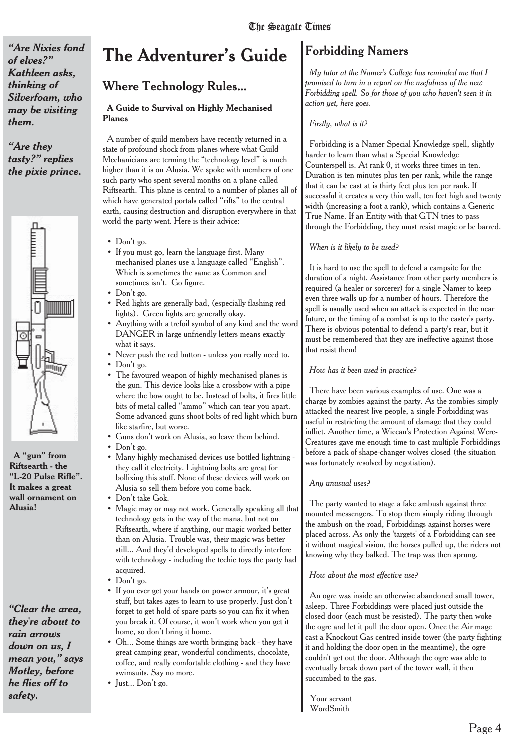*"Are Nixies fond of elves?"* Kathleen asks, thinking of Silverfoam, who may be visiting them.

*"Are they tasty?"* replies the pixie prince.

**A "gun" from Riftsearth - the "L-20 Pulse Rifle". It makes a great wall ornament on Alusia!**

*"Clear the area, they're about to rain arrows down on us, I mean you,"* says Motley, before he flies off to safety.

# The Adventurer's Guide

## Where Technology Rules...

**A Guide to Survival on Highly Mechanised Planes**

A number of guild members have recently returned in a state of profound shock from planes where what Guild Mechanicians are terming the "technology level" is much higher than it is on Alusia. We spoke with members of one such party who spent several months on a plane called Riftsearth. This plane is central to a number of planes all of which have generated portals called "rifts" to the central earth, causing destruction and disruption everywhere in that world the party went. Here is their advice:

- Don't go.
- If you must go, learn the language first. Many mechanised planes use a language called "English". Which is sometimes the same as Common and sometimes isn't. Go figure.
- Don't go.
- Red lights are generally bad, (especially flashing red lights). Green lights are generally okay.
- Anything with a trefoil symbol of any kind and the word DANGER in large unfriendly letters means exactly what it says.
- Never push the red button - unless you really need to.
- Don't go.
- The favoured weapon of highly mechanised planes is the gun. This device looks like a crossbow with a pipe where the bow ought to be. Instead of bolts, it fires little bits of metal called "ammo" which can tear you apart. Some advanced guns shoot bolts of red light which burn like starfire, but worse.
- Guns don't work on Alusia, so leave them behind.
- Don't go.
- Many highly mechanised devices use bottled lightning - they call it electricity. Lightning bolts are great for bollixing this stuff. None of these devices will work on Alusia so sell them before you come back.
- Don't take Gok.
- Magic may or may not work. Generally speaking all that technology gets in the way of the mana, but not on Riftsearth, where if anything, our magic worked better than on Alusia. Trouble was, their magic was better still... And they'd developed spells to directly interfere with technology - including the techie toys the party had acquired.
- Don't go.
- If you ever get your hands on power armour, it's great stuff, but takes ages to learn to use properly. Just don't forget to get hold of spare parts so you can fix it when you break it. Of course, it won't work when you get it home, so don't bring it home.
- Oh... Some things are worth bringing back - they have great camping gear, wonderful condiments, chocolate, coffee, and really comfortable clothing - and they have swimsuits. Say no more.
- Just... Don't go.

## Forbidding Namers

*My tutor at the Namer's College has reminded me that I promised to turn in a report on the usefulness of the new Forbidding spell. So for those of you who haven't seen it in action yet, here goes.*

*Firstly, what is it?*

Forbidding is a Namer Special Knowledge spell, slightly harder to learn than what a Special Knowledge Counterspell is. At rank 0, it works three times in ten. Duration is ten minutes plus ten per rank, while the range that it can be cast at is thirty feet plus ten per rank. If successful it creates a very thin wall, ten feet high and twenty width (increasing a foot a rank), which contains a Generic True Name. If an Entity with that GTN tries to pass through the Forbidding, they must resist magic or be barred.

*When is it likely to be used?*

It is hard to use the spell to defend a campsite for the duration of a night. Assistance from other party members is required (a healer or sorcerer) for a single Namer to keep even three walls up for a number of hours. Therefore the spell is usually used when an attack is expected in the near future, or the timing of a combat is up to the caster's party. There is obvious potential to defend a party's rear, but it must be remembered that they are ineffective against those that resist them!

*How has it been used in practice?*

There have been various examples of use. One was a charge by zombies against the party. As the zombies simply attacked the nearest live people, a single Forbidding was useful in restricting the amount of damage that they could inflict. Another time, a Wiccan's Protection Against Were-Creatures gave me enough time to cast multiple Forbiddings before a pack of shape-changer wolves closed (the situation was fortunately resolved by negotiation).

*Any unusual uses?*

The party wanted to stage a fake ambush against three mounted messengers. To stop them simply riding through the ambush on the road, Forbiddings against horses were placed across. As only the 'targets' of a Forbidding can see it without magical vision, the horses pulled up, the riders not knowing why they balked. The trap was then sprung.

*How about the most effective use?*

An ogre was inside an otherwise abandoned small tower, asleep. Three Forbiddings were placed just outside the closed door (each must be resisted). The party then woke the ogre and let it pull the door open. Once the Air mage cast a Knockout Gas centred inside tower (the party fighting it and holding the door open in the meantime), the ogre couldn't get out the door. Although the ogre was able to eventually break down part of the tower wall, it then succumbed to the gas.

Your servant
WordSmith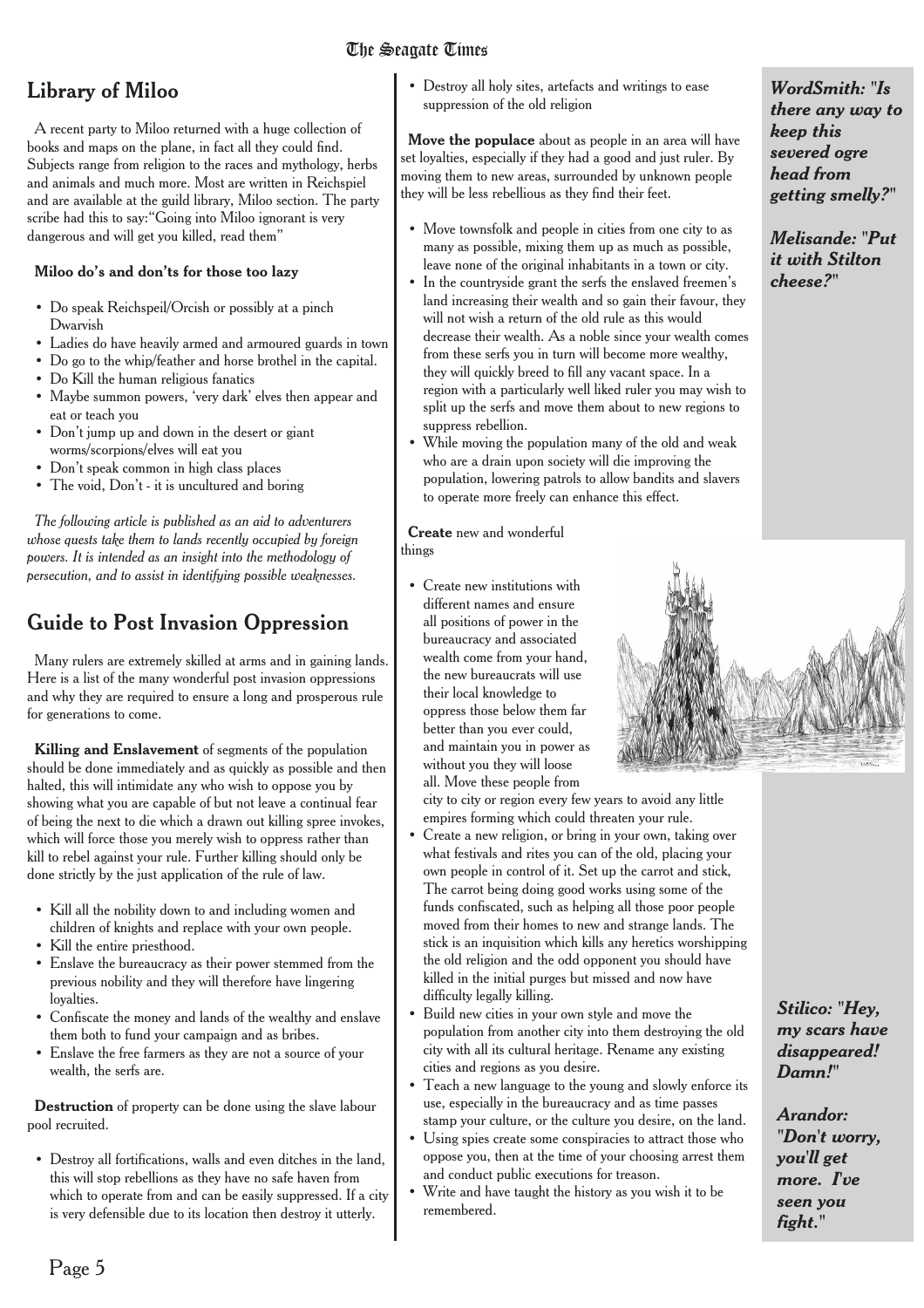## Library of Miloo

A recent party to Miloo returned with a huge collection of books and maps on the plane, in fact all they could find. Subjects range from religion to the races and mythology, herbs and animals and much more. Most are written in Reichspiel and are available at the guild library, Miloo section. The party scribe had this to say:"Going into Miloo ignorant is very dangerous and will get you killed, read them"

**Miloo do's and don'ts for those too lazy**

- Do speak Reichspeil/Orcish or possibly at a pinch Dwarvish
- Ladies do have heavily armed and armoured guards in town
- Do go to the whip/feather and horse brothel in the capital.
- Do Kill the human religious fanatics
- Maybe summon powers, 'very dark' elves then appear and eat or teach you
- Don't jump up and down in the desert or giant worms/scorpions/elves will eat you
- Don't speak common in high class places
- The void, Don't - it is uncultured and boring

*The following article is published as an aid to adventurers whose quests take them to lands recently occupied by foreign powers. It is intended as an insight into the methodology of persecution, and to assist in identifying possible weaknesses.*

## Guide to Post Invasion Oppression

Many rulers are extremely skilled at arms and in gaining lands. Here is a list of the many wonderful post invasion oppressions and why they are required to ensure a long and prosperous rule for generations to come.

**Killing and Enslavement** of segments of the population should be done immediately and as quickly as possible and then halted, this will intimidate any who wish to oppose you by showing what you are capable of but not leave a continual fear of being the next to die which a drawn out killing spree invokes, which will force those you merely wish to oppress rather than kill to rebel against your rule. Further killing should only be done strictly by the just application of the rule of law.

- Kill all the nobility down to and including women and children of knights and replace with your own people.
- Kill the entire priesthood.
- Enslave the bureaucracy as their power stemmed from the previous nobility and they will therefore have lingering loyalties.
- Confiscate the money and lands of the wealthy and enslave them both to fund your campaign and as bribes.
- Enslave the free farmers as they are not a source of your wealth, the serfs are.

**Destruction** of property can be done using the slave labour pool recruited.

- Destroy all fortifications, walls and even ditches in the land, this will stop rebellions as they have no safe haven from which to operate from and can be easily suppressed. If a city is very defensible due to its location then destroy it utterly.
- Destroy all holy sites, artefacts and writings to ease suppression of the old religion

**Move the populace** about as people in an area will have set loyalties, especially if they had a good and just ruler. By moving them to new areas, surrounded by unknown people they will be less rebellious as they find their feet.

- Move townsfolk and people in cities from one city to as many as possible, mixing them up as much as possible, leave none of the original inhabitants in a town or city.
- In the countryside grant the serfs the enslaved freemen's land increasing their wealth and so gain their favour, they will not wish a return of the old rule as this would decrease their wealth. As a noble since your wealth comes from these serfs you in turn will become more wealthy, they will quickly breed to fill any vacant space. In a region with a particularly well liked ruler you may wish to split up the serfs and move them about to new regions to suppress rebellion.
- While moving the population many of the old and weak who are a drain upon society will die improving the population, lowering patrols to allow bandits and slavers to operate more freely can enhance this effect.

**Create** new and wonderful things

- Create new institutions with different names and ensure all positions of power in the bureaucracy and associated wealth come from your hand, the new bureaucrats will use their local knowledge to oppress those below them far better than you ever could, and maintain you in power as without you they will loose all. Move these people from city to city or region every few years to avoid any little empires forming which could threaten your rule.
- Create a new religion, or bring in your own, taking over what festivals and rites you can of the old, placing your own people in control of it. Set up the carrot and stick, The carrot being doing good works using some of the funds confiscated, such as helping all those poor people moved from their homes to new and strange lands. The stick is an inquisition which kills any heretics worshipping the old religion and the odd opponent you should have killed in the initial purges but missed and now have difficulty legally killing.
- Build new cities in your own style and move the population from another city into them destroying the old city with all its cultural heritage. Rename any existing cities and regions as you desire.
- Teach a new language to the young and slowly enforce its use, especially in the bureaucracy and as time passes stamp your culture, or the culture you desire, on the land.
- Using spies create some conspiracies to attract those who oppose you, then at the time of your choosing arrest them and conduct public executions for treason.
- Write and have taught the history as you wish it to be remembered.

***WordSmith: "Is there any way to keep this severed ogre head from getting smelly?"***

***Melisande: "Put it with Stilton cheese?"***

***Stilico: "Hey, my scars have disappeared! Damn!"***

***Arandor: "Don't worry, you'll get more. I've seen you fight."***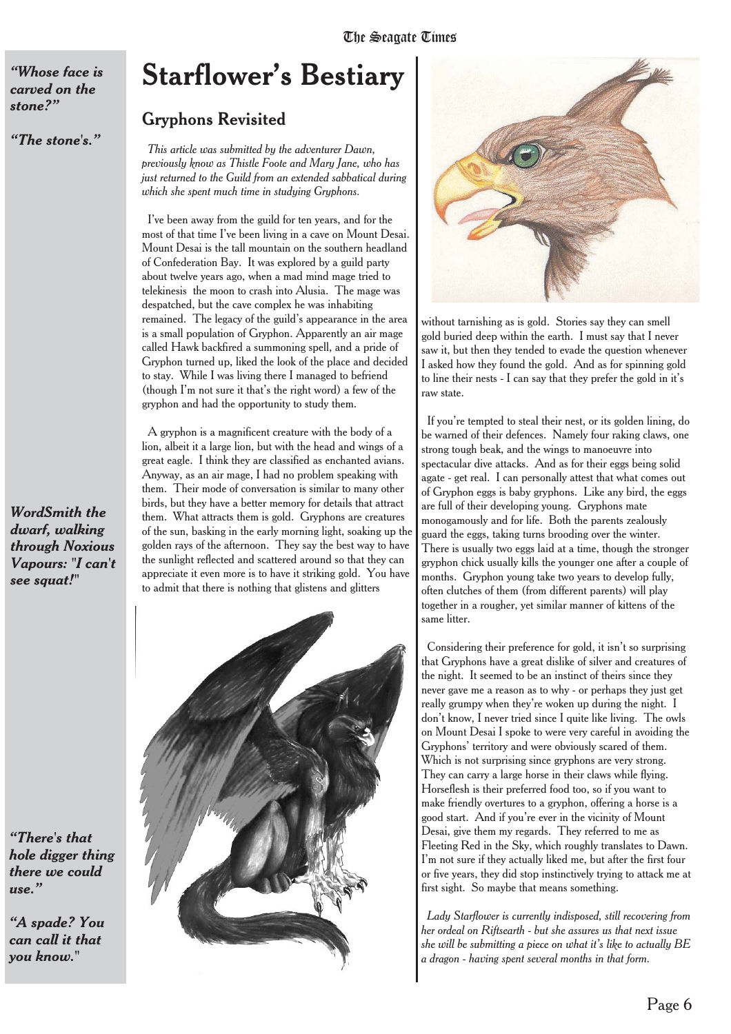*"Whose face is carved on the stone?"*

*"The stone's."*

# Starflower's Bestiary

## Gryphons Revisited

*This article was submitted by the adventurer Dawn, previously know as Thistle Foote and Mary Jane, who has just returned to the Guild from an extended sabbatical during which she spent much time in studying Gryphons.*

I've been away from the guild for ten years, and for the most of that time I've been living in a cave on Mount Desai. Mount Desai is the tall mountain on the southern headland of Confederation Bay. It was explored by a guild party about twelve years ago, when a mad mind mage tried to telekinesis the moon to crash into Alusia. The mage was despatched, but the cave complex he was inhabiting remained. The legacy of the guild's appearance in the area is a small population of Gryphon. Apparently an air mage called Hawk backfired a summoning spell, and a pride of Gryphon turned up, liked the look of the place and decided to stay. While I was living there I managed to befriend (though I'm not sure it that's the right word) a few of the gryphon and had the opportunity to study them.

A gryphon is a magnificent creature with the body of a lion, albeit it a large lion, but with the head and wings of a great eagle. I think they are classified as enchanted avians. Anyway, as an air mage, I had no problem speaking with them. Their mode of conversation is similar to many other birds, but they have a better memory for details that attract them. What attracts them is gold. Gryphons are creatures of the sun, basking in the early morning light, soaking up the golden rays of the afternoon. They say the best way to have the sunlight reflected and scattered around so that they can appreciate it even more is to have it striking gold. You have to admit that there is nothing that glistens and glitters without tarnishing as is gold. Stories say they can smell gold buried deep within the earth. I must say that I never saw it, but then they tended to evade the question whenever I asked how they found the gold. And as for spinning gold to line their nests - I can say that they prefer the gold in it's raw state.

*WordSmith the dwarf, walking through Noxious Vapours: "I can't see squat!"*

If you're tempted to steal their nest, or its golden lining, do be warned of their defences. Namely four raking claws, one strong tough beak, and the wings to manoeuvre into spectacular dive attacks. And as for their eggs being solid agate - get real. I can personally attest that what comes out of Gryphon eggs is baby gryphons. Like any bird, the eggs are full of their developing young. Gryphons mate monogamously and for life. Both the parents zealously guard the eggs, taking turns brooding over the winter. There is usually two eggs laid at a time, though the stronger gryphon chick usually kills the younger one after a couple of months. Gryphon young take two years to develop fully, often clutches of them (from different parents) will play together in a rougher, yet similar manner of kittens of the same litter.

Considering their preference for gold, it isn't so surprising that Gryphons have a great dislike of silver and creatures of the night. It seemed to be an instinct of theirs since they never gave me a reason as to why - or perhaps they just get really grumpy when they're woken up during the night. I don't know, I never tried since I quite like living. The owls on Mount Desai I spoke to were very careful in avoiding the Gryphons' territory and were obviously scared of them. Which is not surprising since gryphons are very strong. They can carry a large horse in their claws while flying. Horseflesh is their preferred food too, so if you want to make friendly overtures to a gryphon, offering a horse is a good start. And if you're ever in the vicinity of Mount Desai, give them my regards. They referred to me as Fleeting Red in the Sky, which roughly translates to Dawn. I'm not sure if they actually liked me, but after the first four or five years, they did stop instinctively trying to attack me at first sight. So maybe that means something.

*"There's that hole digger thing there we could use."*

*"A spade? You can call it that you know."*

*Lady Starflower is currently indisposed, still recovering from her ordeal on Riftsearth - but she assures us that next issue she will be submitting a piece on what it's like to actually BE a dragon - having spent several months in that form.*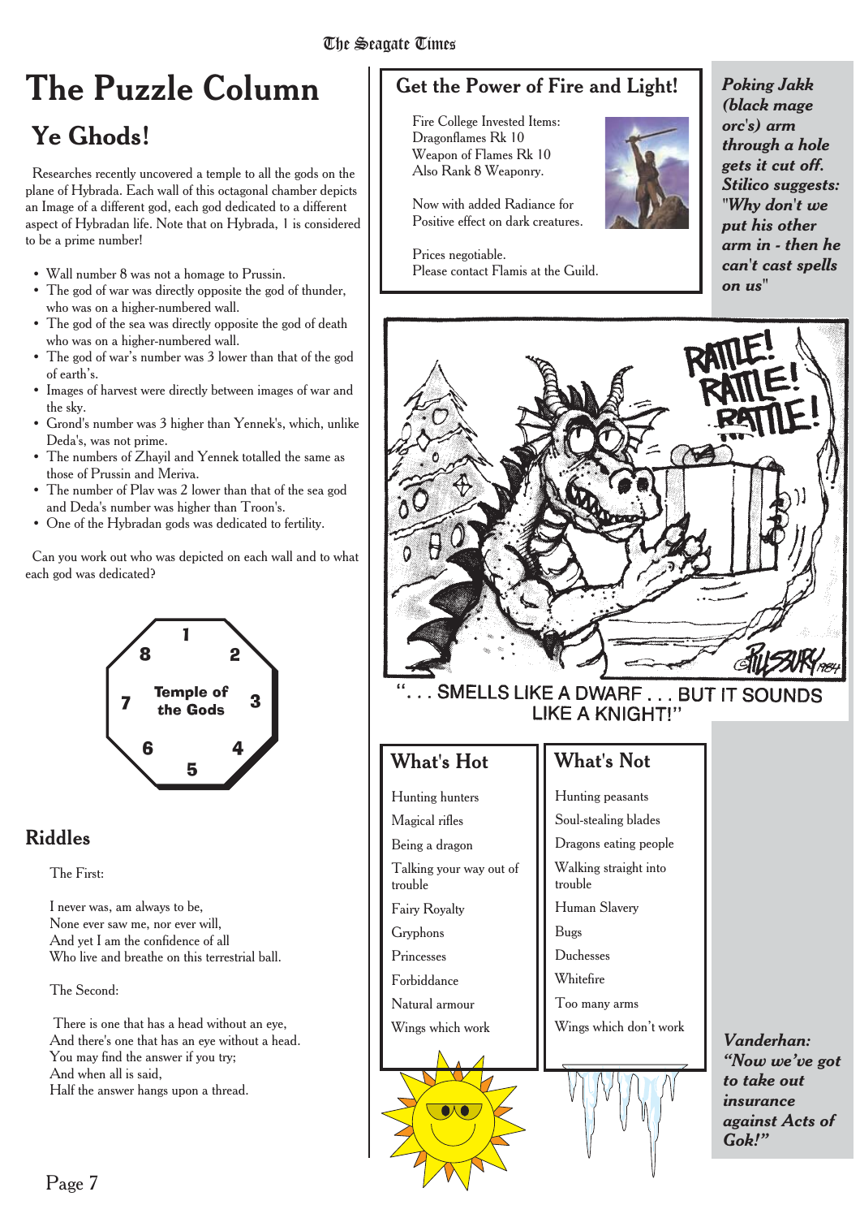# The Puzzle Column

## Ye Ghods!

Researches recently uncovered a temple to all the gods on the plane of Hybrada. Each wall of this octagonal chamber depicts an Image of a different god, each god dedicated to a different aspect of Hybradan life. Note that on Hybrada, 1 is considered to be a prime number!

- Wall number 8 was not a homage to Prussin.
- The god of war was directly opposite the god of thunder, who was on a higher-numbered wall.
- The god of the sea was directly opposite the god of death who was on a higher-numbered wall.
- The god of war's number was 3 lower than that of the god of earth's.
- Images of harvest were directly between images of war and the sky.
- Grond's number was 3 higher than Yennek's, which, unlike Deda's, was not prime.
- The numbers of Zhayil and Yennek totalled the same as those of Prussin and Meriva.
- The number of Plav was 2 lower than that of the sea god and Deda's number was higher than Troon's.
- One of the Hybradan gods was dedicated to fertility.

Can you work out who was depicted on each wall and to what each god was dedicated?

Temple of the Gods: 1, 2, 3, 4, 5, 6, 7, 8

## Riddles

The First:

I never was, am always to be,
None ever saw me, nor ever will,
And yet I am the confidence of all
Who live and breathe on this terrestrial ball.

The Second:

There is one that has a head without an eye,
And there's one that has an eye without a head.
You may find the answer if you try;
And when all is said,
Half the answer hangs upon a thread.

## Get the Power of Fire and Light!

Fire College Invested Items:
Dragonflames Rk 10
Weapon of Flames Rk 10
Also Rank 8 Weaponry.

Now with added Radiance for
Positive effect on dark creatures.

Prices negotiable.
Please contact Flamis at the Guild.

***Poking Jakk (black mage orc's) arm through a hole gets it cut off. Stilico suggests: "Why don't we put his other arm in - then he can't cast spells on us"***

"... SMELLS LIKE A DWARF ... BUT IT SOUNDS LIKE A KNIGHT!"

| What's Hot | What's Not |
|---|---|
| Hunting hunters | Hunting peasants |
| Magical rifles | Soul-stealing blades |
| Being a dragon | Dragons eating people |
| Talking your way out of trouble | Walking straight into trouble |
| Fairy Royalty | Human Slavery |
| Gryphons | Bugs |
| Princesses | Duchesses |
| Forbiddance | Whitefire |
| Natural armour | Too many arms |
| Wings which work | Wings which don't work |

***Vanderhan: "Now we've got to take out insurance against Acts of Gok!"***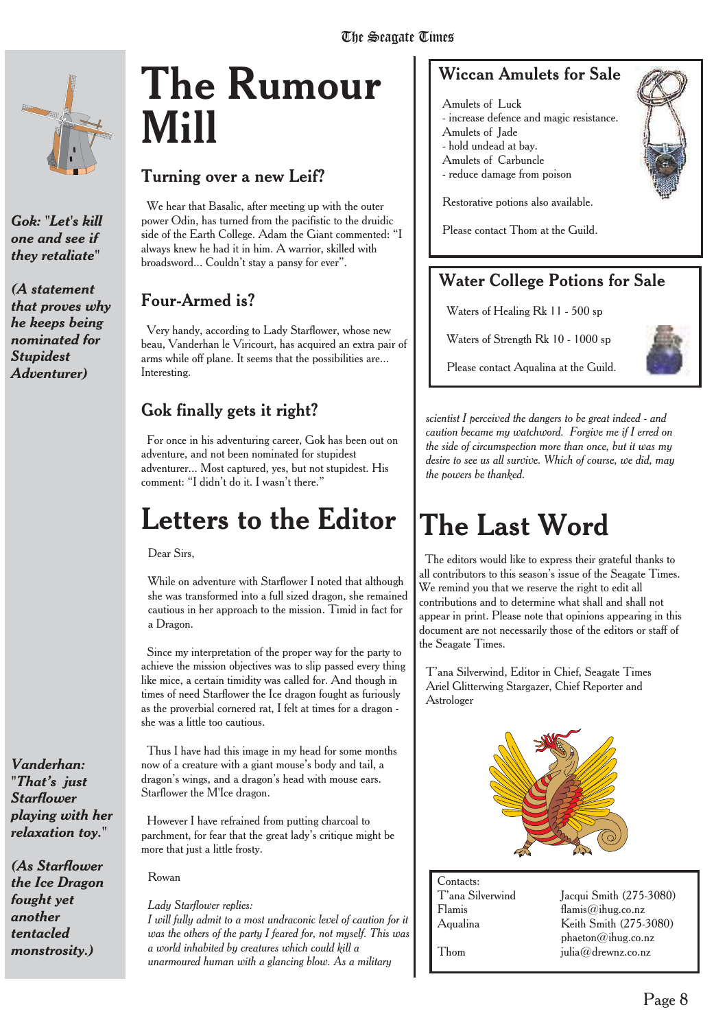*Gok: "Let's kill one and see if they retaliate"*

*(A statement that proves why he keeps being nominated for Stupidest Adventurer)*

# The Rumour Mill

## Turning over a new Leif?

We hear that Basalic, after meeting up with the outer power Odin, has turned from the pacifistic to the druidic side of the Earth College. Adam the Giant commented: "I always knew he had it in him. A warrior, skilled with broadsword... Couldn't stay a pansy for ever".

## Four-Armed is?

Very handy, according to Lady Starflower, whose new beau, Vanderhan le Viricourt, has acquired an extra pair of arms while off plane. It seems that the possibilities are... Interesting.

## Gok finally gets it right?

For once in his adventuring career, Gok has been out on adventure, and not been nominated for stupidest adventurer... Most captured, yes, but not stupidest. His comment: "I didn't do it. I wasn't there."

# Letters to the Editor

Dear Sirs,

While on adventure with Starflower I noted that although she was transformed into a full sized dragon, she remained cautious in her approach to the mission. Timid in fact for a Dragon.

Since my interpretation of the proper way for the party to achieve the mission objectives was to slip passed every thing like mice, a certain timidity was called for. And though in times of need Starflower the Ice dragon fought as furiously as the proverbial cornered rat, I felt at times for a dragon - she was a little too cautious.

Thus I have had this image in my head for some months now of a creature with a giant mouse's body and tail, a dragon's wings, and a dragon's head with mouse ears. Starflower the M'Ice dragon.

However I have refrained from putting charcoal to parchment, for fear that the great lady's critique might be more that just a little frosty.

Rowan

*Lady Starflower replies:*
*I will fully admit to a most undraconic level of caution for it was the others of the party I feared for, not myself. This was a world inhabited by creatures which could kill a unarmoured human with a glancing blow. As a military scientist I perceived the dangers to be great indeed - and caution became my watchword. Forgive me if I erred on the side of circumspection more than once, but it was my desire to see us all survive. Which of course, we did, may the powers be thanked.*

*Vanderhan: "That's just Starflower playing with her relaxation toy."*

*(As Starflower the Ice Dragon fought yet another tentacled monstrosity.)*

## Wiccan Amulets for Sale

Amulets of Luck
- increase defence and magic resistance.

Amulets of Jade
- hold undead at bay.

Amulets of Carbuncle
- reduce damage from poison

Restorative potions also available.

Please contact Thom at the Guild.

## Water College Potions for Sale

Waters of Healing Rk 11 - 500 sp

Waters of Strength Rk 10 - 1000 sp

Please contact Aqualina at the Guild.

# The Last Word

The editors would like to express their grateful thanks to all contributors to this season's issue of the Seagate Times. We remind you that we reserve the right to edit all contributions and to determine what shall and shall not appear in print. Please note that opinions appearing in this document are not necessarily those of the editors or staff of the Seagate Times.

T'ana Silverwind, Editor in Chief, Seagate Times
Ariel Glitterwing Stargazer, Chief Reporter and Astrologer

Contacts:

| | |
|---|---|
| T'ana Silverwind | Jacqui Smith (275-3080) |
| Flamis | flamis@ihug.co.nz |
| Aqualina | Keith Smith (275-3080) phaeton@ihug.co.nz |
| Thom | julia@drewnz.co.nz |